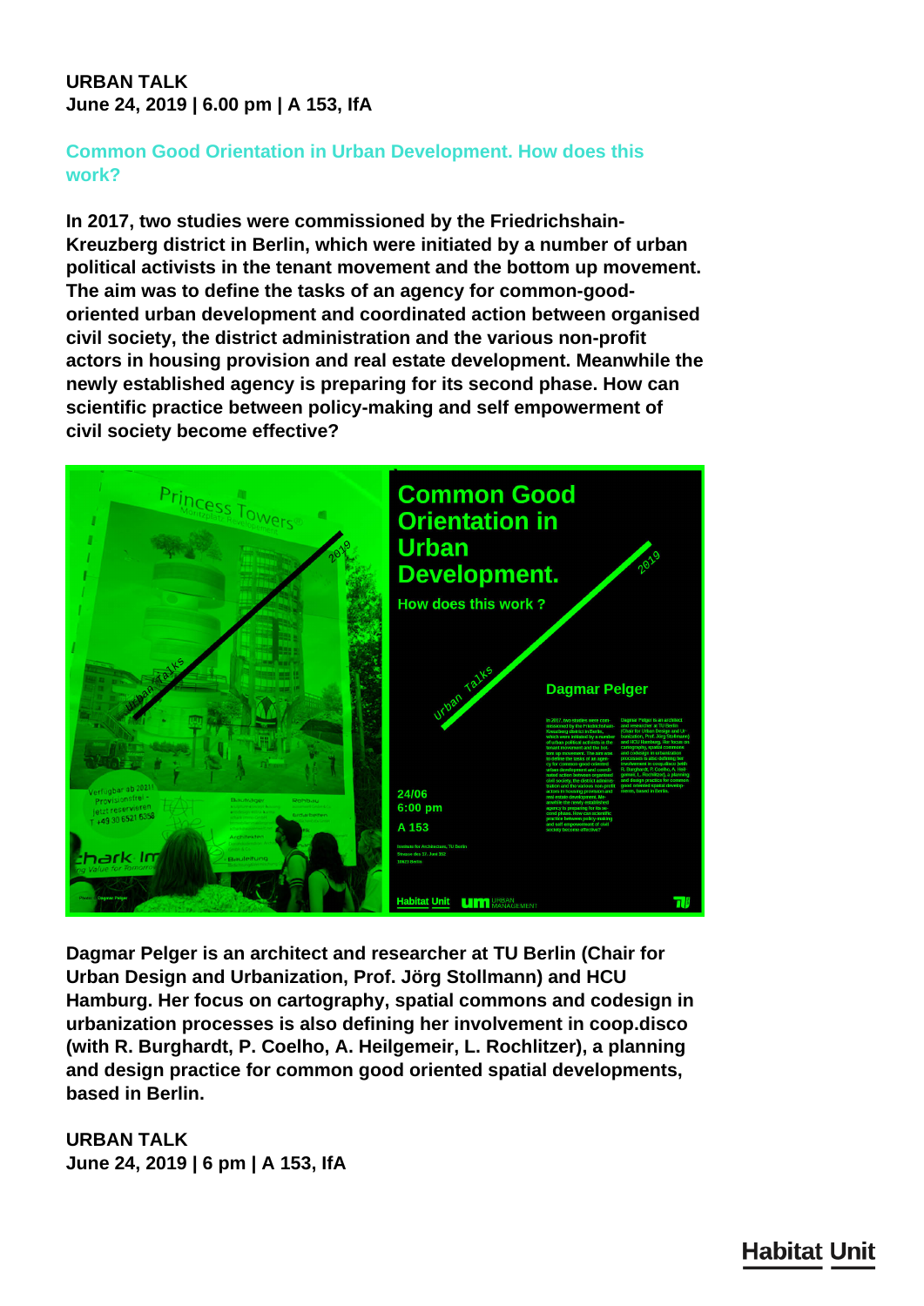**URBAN TALK**
**June 24, 2019 | 6.00 pm | A 153, IfA**

## Common Good Orientation in Urban Development. How does this work?

**In 2017, two studies were commissioned by the Friedrichshain-Kreuzberg district in Berlin, which were initiated by a number of urban political activists in the tenant movement and the bottom up movement. The aim was to define the tasks of an agency for common-good-oriented urban development and coordinated action between organised civil society, the district administration and the various non-profit actors in housing provision and real estate development. Meanwhile the newly established agency is preparing for its second phase. How can scientific practice between policy-making and self empowerment of civil society become effective?**

**Dagmar Pelger is an architect and researcher at TU Berlin (Chair for Urban Design and Urbanization, Prof. Jörg Stollmann) and HCU Hamburg. Her focus on cartography, spatial commons and codesign in urbanization processes is also defining her involvement in coop.disco (with R. Burghardt, P. Coelho, A. Heilgemeir, L. Rochlitzer), a planning and design practice for common good oriented spatial developments, based in Berlin.**

**URBAN TALK**
**June 24, 2019 | 6 pm | A 153, IfA**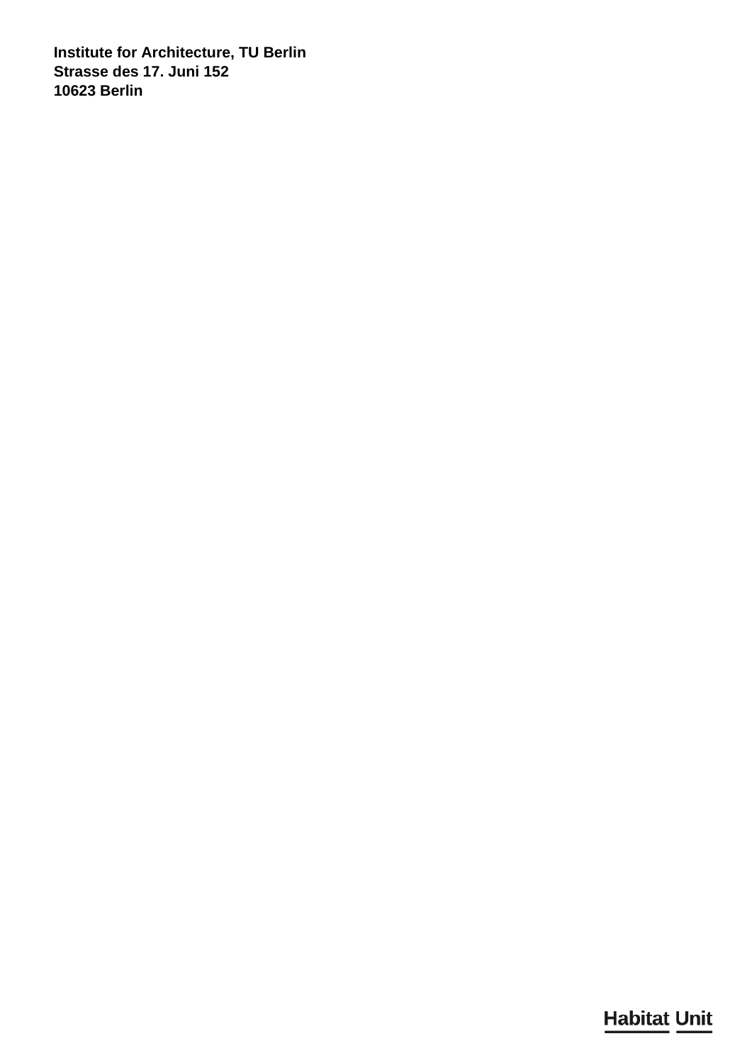**Institute for Architecture, TU Berlin**
**Strasse des 17. Juni 152**
**10623 Berlin**

**Habitat Unit**